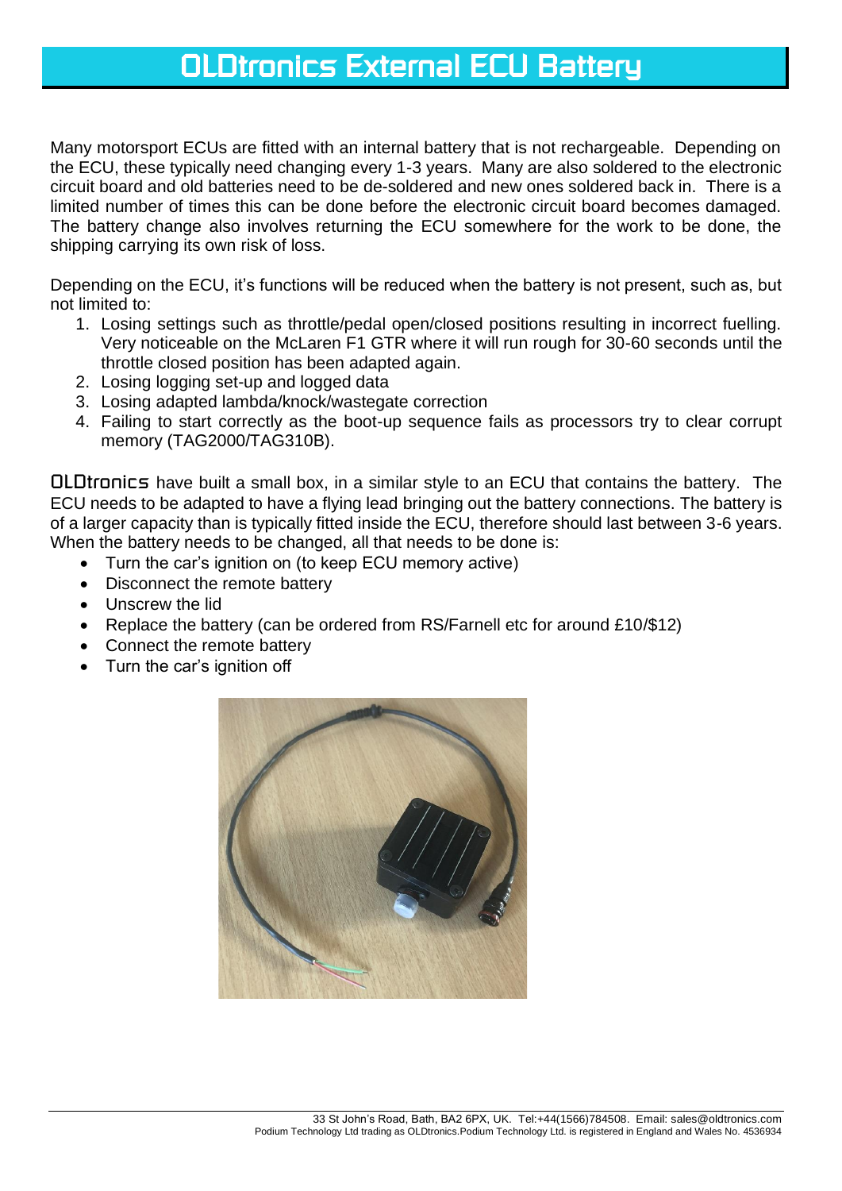# OLDtronics External ECU Battery

Many motorsport ECUs are fitted with an internal battery that is not rechargeable. Depending on the ECU, these typically need changing every 1-3 years. Many are also soldered to the electronic circuit board and old batteries need to be de-soldered and new ones soldered back in. There is a limited number of times this can be done before the electronic circuit board becomes damaged. The battery change also involves returning the ECU somewhere for the work to be done, the shipping carrying its own risk of loss.

Depending on the ECU, it's functions will be reduced when the battery is not present, such as, but not limited to:

1. Losing settings such as throttle/pedal open/closed positions resulting in incorrect fuelling. Very noticeable on the McLaren F1 GTR where it will run rough for 30-60 seconds until the throttle closed position has been adapted again.
2. Losing logging set-up and logged data
3. Losing adapted lambda/knock/wastegate correction
4. Failing to start correctly as the boot-up sequence fails as processors try to clear corrupt memory (TAG2000/TAG310B).

OLDtronics have built a small box, in a similar style to an ECU that contains the battery. The ECU needs to be adapted to have a flying lead bringing out the battery connections. The battery is of a larger capacity than is typically fitted inside the ECU, therefore should last between 3-6 years. When the battery needs to be changed, all that needs to be done is:

- Turn the car's ignition on (to keep ECU memory active)
- Disconnect the remote battery
- Unscrew the lid
- Replace the battery (can be ordered from RS/Farnell etc for around £10/$12)
- Connect the remote battery
- Turn the car's ignition off

33 St John's Road, Bath, BA2 6PX, UK. Tel:+44(1566)784508. Email: sales@oldtronics.com
Podium Technology Ltd trading as OLDtronics.Podium Technology Ltd. is registered in England and Wales No. 4536934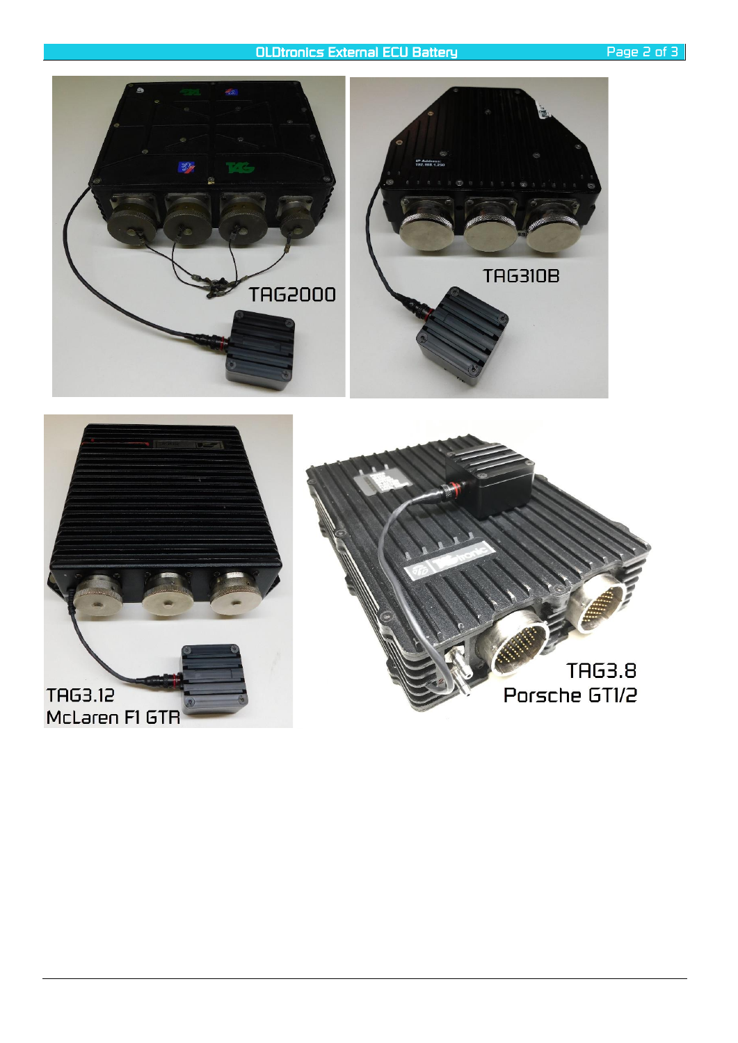TAG2000

TAG310B

TAG3.12
McLaren F1 GTR

TAG3.8
Porsche GT1/2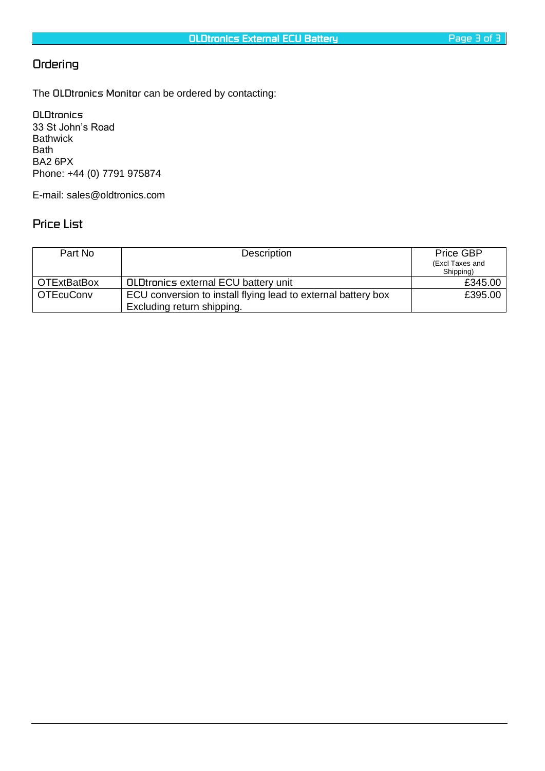## Ordering

The OLDtronics Monitor can be ordered by contacting:

OLDtronics
33 St John's Road
Bathwick
Bath
BA2 6PX
Phone: +44 (0) 7791 975874

E-mail: sales@oldtronics.com

## Price List

| Part No | Description | Price GBP (Excl Taxes and Shipping) |
|---|---|---|
| OTExtBatBox | OLDtronics external ECU battery unit | £345.00 |
| OTEcuConv | ECU conversion to install flying lead to external battery box Excluding return shipping. | £395.00 |